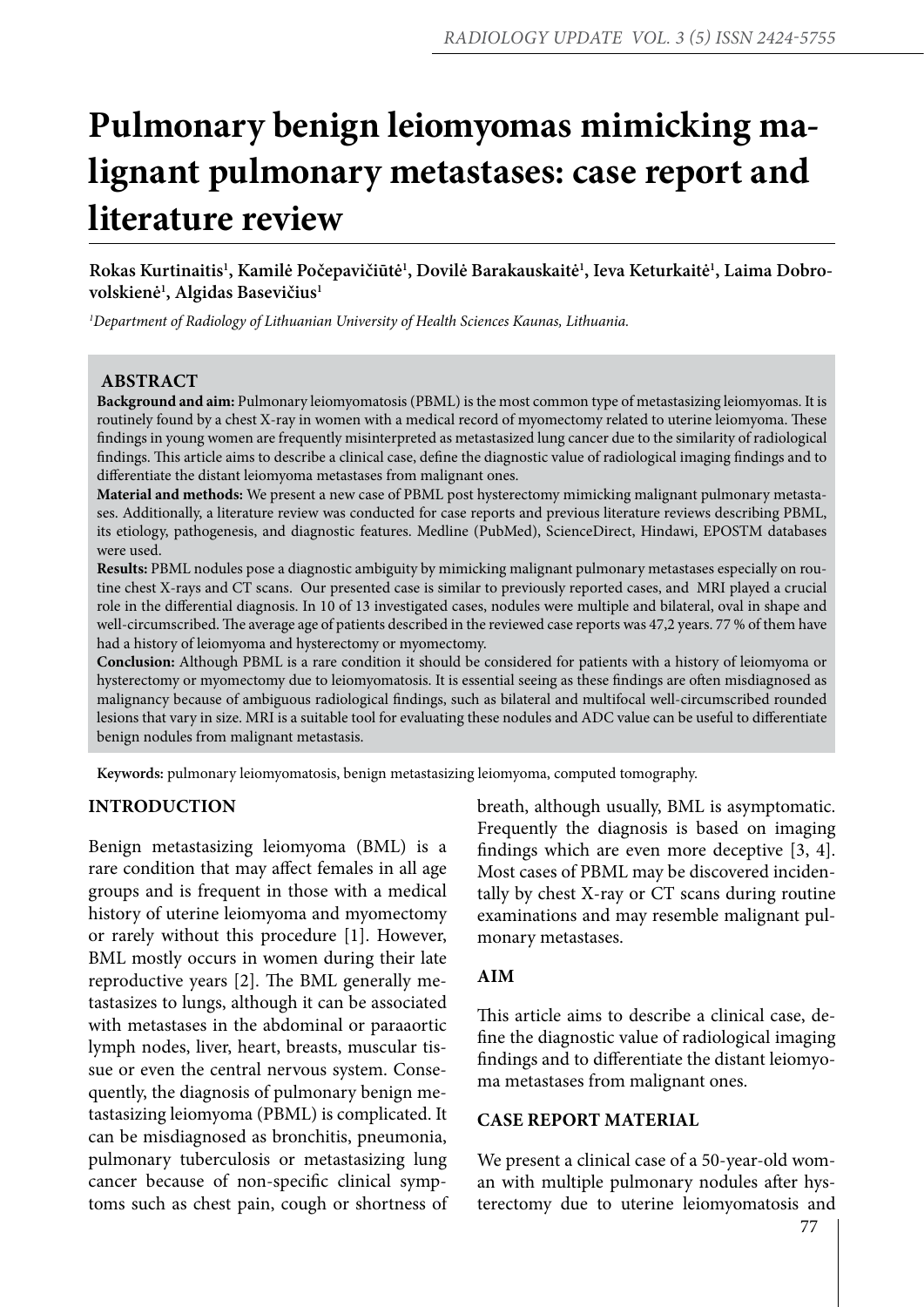# Pulmonary benign leiomyomas mimicking malignant pulmonary metastases: case report and literature review

**Rokas Kurtinaitis[1], Kamilė Počepavičiūtė[1], Dovilė Barakauskaitė[1], Ieva Keturkaitė[1], Laima Dobrovolskienė[1], Algidas Basevičius[1]**

*[1]Department of Radiology of Lithuanian University of Health Sciences Kaunas, Lithuania.*

## ABSTRACT

**Background and aim:** Pulmonary leiomyomatosis (PBML) is the most common type of metastasizing leiomyomas. It is routinely found by a chest X-ray in women with a medical record of myomectomy related to uterine leiomyoma. These findings in young women are frequently misinterpreted as metastasized lung cancer due to the similarity of radiological findings. This article aims to describe a clinical case, define the diagnostic value of radiological imaging findings and to differentiate the distant leiomyoma metastases from malignant ones.

**Material and methods:** We present a new case of PBML post hysterectomy mimicking malignant pulmonary metastases. Additionally, a literature review was conducted for case reports and previous literature reviews describing PBML, its etiology, pathogenesis, and diagnostic features. Medline (PubMed), ScienceDirect, Hindawi, EPOSTM databases were used.

**Results:** PBML nodules pose a diagnostic ambiguity by mimicking malignant pulmonary metastases especially on routine chest X-rays and CT scans. Our presented case is similar to previously reported cases, and MRI played a crucial role in the differential diagnosis. In 10 of 13 investigated cases, nodules were multiple and bilateral, oval in shape and well-circumscribed. The average age of patients described in the reviewed case reports was 47,2 years. 77 % of them have had a history of leiomyoma and hysterectomy or myomectomy.

**Conclusion:** Although PBML is a rare condition it should be considered for patients with a history of leiomyoma or hysterectomy or myomectomy due to leiomyomatosis. It is essential seeing as these findings are often misdiagnosed as malignancy because of ambiguous radiological findings, such as bilateral and multifocal well-circumscribed rounded lesions that vary in size. MRI is a suitable tool for evaluating these nodules and ADC value can be useful to differentiate benign nodules from malignant metastasis.

**Keywords:** pulmonary leiomyomatosis, benign metastasizing leiomyoma, computed tomography.

## INTRODUCTION

Benign metastasizing leiomyoma (BML) is a rare condition that may affect females in all age groups and is frequent in those with a medical history of uterine leiomyoma and myomectomy or rarely without this procedure [1]. However, BML mostly occurs in women during their late reproductive years [2]. The BML generally metastasizes to lungs, although it can be associated with metastases in the abdominal or paraaortic lymph nodes, liver, heart, breasts, muscular tissue or even the central nervous system. Consequently, the diagnosis of pulmonary benign metastasizing leiomyoma (PBML) is complicated. It can be misdiagnosed as bronchitis, pneumonia, pulmonary tuberculosis or metastasizing lung cancer because of non-specific clinical symptoms such as chest pain, cough or shortness of breath, although usually, BML is asymptomatic. Frequently the diagnosis is based on imaging findings which are even more deceptive [3, 4]. Most cases of PBML may be discovered incidentally by chest X-ray or CT scans during routine examinations and may resemble malignant pulmonary metastases.

## AIM

This article aims to describe a clinical case, define the diagnostic value of radiological imaging findings and to differentiate the distant leiomyoma metastases from malignant ones.

## CASE REPORT MATERIAL

We present a clinical case of a 50-year-old woman with multiple pulmonary nodules after hysterectomy due to uterine leiomyomatosis and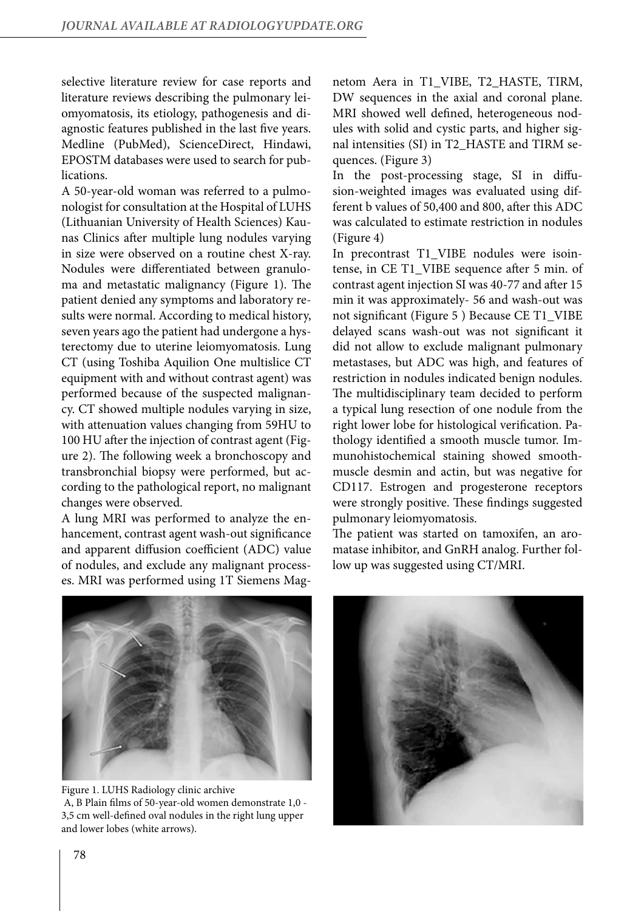selective literature review for case reports and literature reviews describing the pulmonary leiomyomatosis, its etiology, pathogenesis and diagnostic features published in the last five years. Medline (PubMed), ScienceDirect, Hindawi, EPOSTM databases were used to search for publications.

A 50-year-old woman was referred to a pulmonologist for consultation at the Hospital of LUHS (Lithuanian University of Health Sciences) Kaunas Clinics after multiple lung nodules varying in size were observed on a routine chest X-ray. Nodules were differentiated between granuloma and metastatic malignancy (Figure 1). The patient denied any symptoms and laboratory results were normal. According to medical history, seven years ago the patient had undergone a hysterectomy due to uterine leiomyomatosis. Lung CT (using Toshiba Aquilion One multislice CT equipment with and without contrast agent) was performed because of the suspected malignancy. CT showed multiple nodules varying in size, with attenuation values changing from 59HU to 100 HU after the injection of contrast agent (Figure 2). The following week a bronchoscopy and transbronchial biopsy were performed, but according to the pathological report, no malignant changes were observed.

A lung MRI was performed to analyze the enhancement, contrast agent wash-out significance and apparent diffusion coefficient (ADC) value of nodules, and exclude any malignant processes. MRI was performed using 1T Siemens Magnetom Aera in T1_VIBE, T2_HASTE, TIRM, DW sequences in the axial and coronal plane. MRI showed well defined, heterogeneous nodules with solid and cystic parts, and higher signal intensities (SI) in T2_HASTE and TIRM sequences. (Figure 3)

In the post-processing stage, SI in diffusion-weighted images was evaluated using different b values of 50,400 and 800, after this ADC was calculated to estimate restriction in nodules (Figure 4)

In precontrast T1_VIBE nodules were isointense, in CE T1_VIBE sequence after 5 min. of contrast agent injection SI was 40-77 and after 15 min it was approximately- 56 and wash-out was not significant (Figure 5 ) Because CE T1_VIBE delayed scans wash-out was not significant it did not allow to exclude malignant pulmonary metastases, but ADC was high, and features of restriction in nodules indicated benign nodules. The multidisciplinary team decided to perform a typical lung resection of one nodule from the right lower lobe for histological verification. Pathology identified a smooth muscle tumor. Immunohistochemical staining showed smooth-muscle desmin and actin, but was negative for CD117. Estrogen and progesterone receptors were strongly positive. These findings suggested pulmonary leiomyomatosis.

The patient was started on tamoxifen, an aromatase inhibitor, and GnRH analog. Further follow up was suggested using CT/MRI.

Figure 1. LUHS Radiology clinic archive
A, B Plain films of 50-year-old women demonstrate 1,0 - 3,5 cm well-defined oval nodules in the right lung upper and lower lobes (white arrows).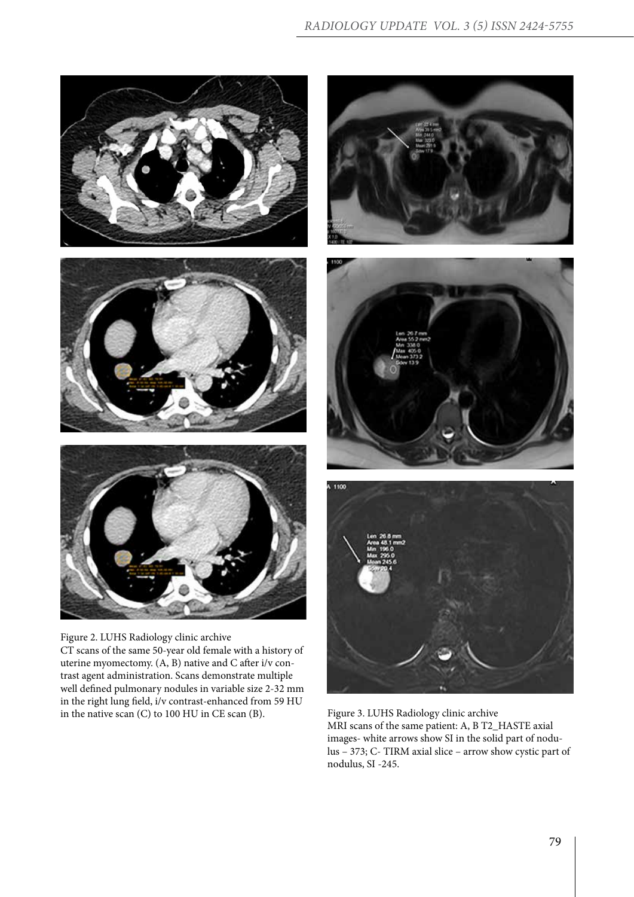Figure 2. LUHS Radiology clinic archive
CT scans of the same 50-year old female with a history of uterine myomectomy. (A, B) native and C after i/v contrast agent administration. Scans demonstrate multiple well defined pulmonary nodules in variable size 2-32 mm in the right lung field, i/v contrast-enhanced from 59 HU in the native scan (C) to 100 HU in CE scan (B).

Figure 3. LUHS Radiology clinic archive
MRI scans of the same patient: A, B T2_HASTE axial images- white arrows show SI in the solid part of nodulus – 373; C- TIRM axial slice – arrow show cystic part of nodulus, SI -245.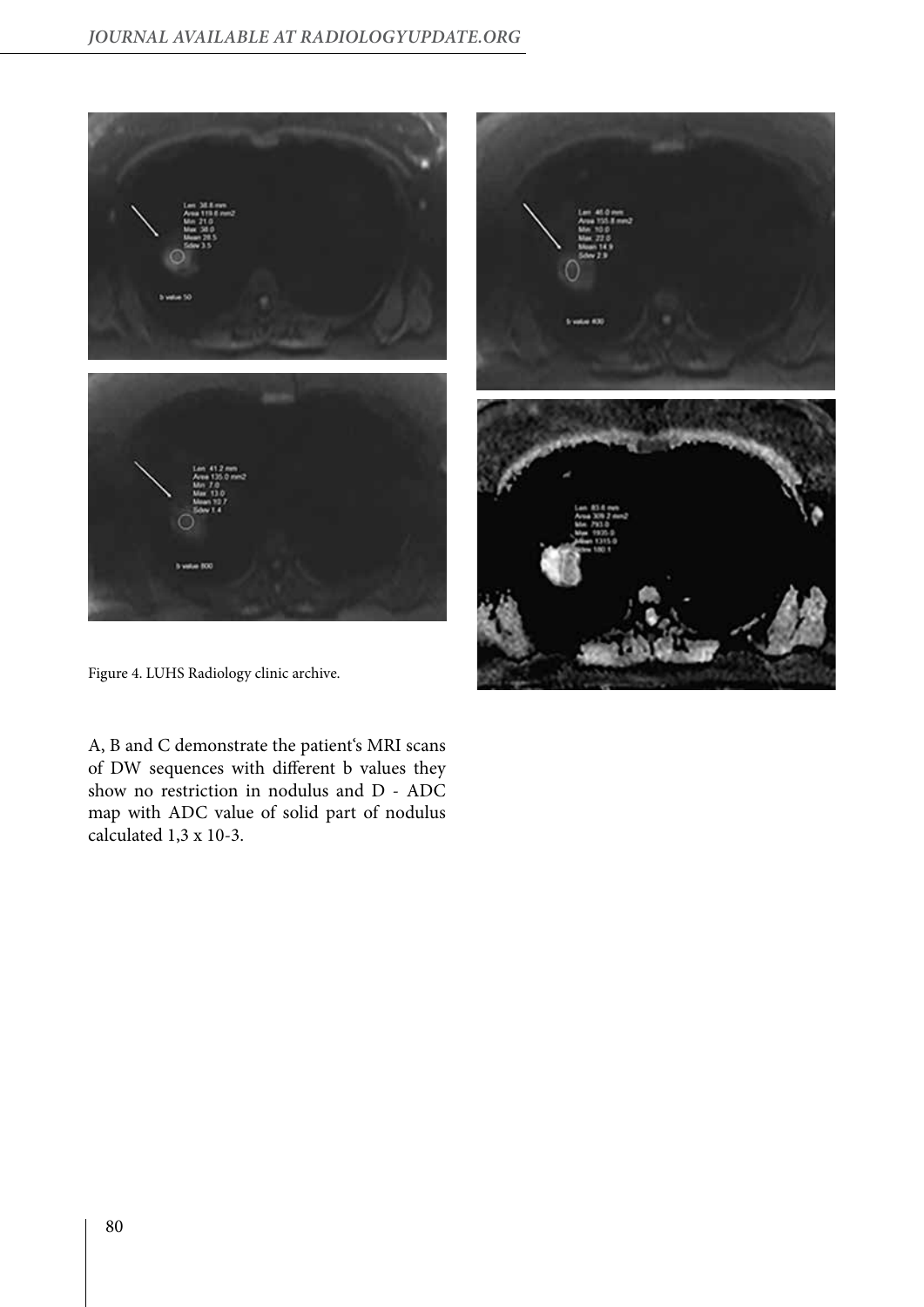Figure 4. LUHS Radiology clinic archive.

A, B and C demonstrate the patient's MRI scans of DW sequences with different b values they show no restriction in nodulus and D - ADC map with ADC value of solid part of nodulus calculated 1,3 x 10-3.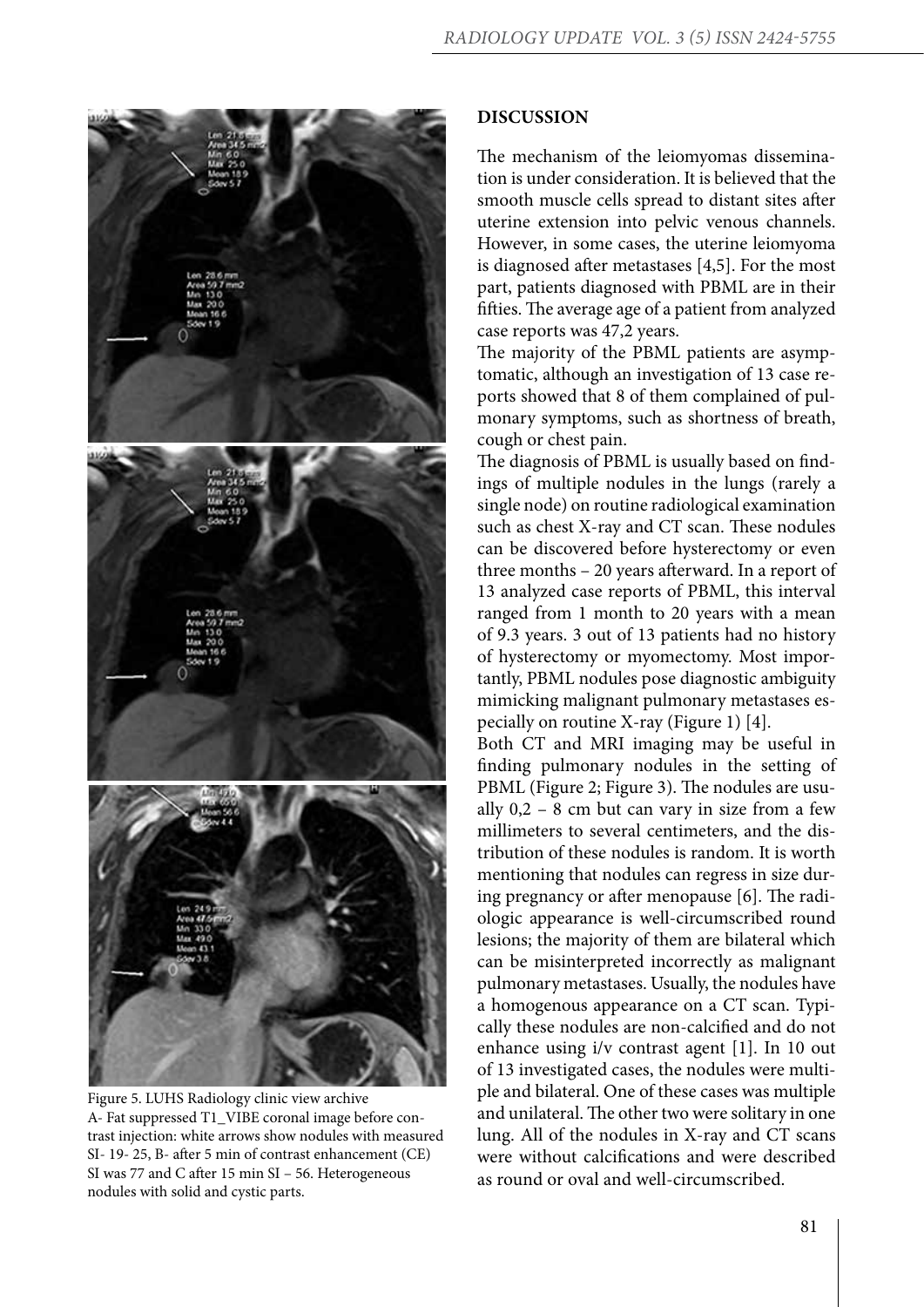Figure 5. LUHS Radiology clinic view archive
A- Fat suppressed T1_VIBE coronal image before contrast injection: white arrows show nodules with measured SI- 19- 25, B- after 5 min of contrast enhancement (CE) SI was 77 and C after 15 min SI – 56. Heterogeneous nodules with solid and cystic parts.

## DISCUSSION

The mechanism of the leiomyomas dissemination is under consideration. It is believed that the smooth muscle cells spread to distant sites after uterine extension into pelvic venous channels. However, in some cases, the uterine leiomyoma is diagnosed after metastases [4,5]. For the most part, patients diagnosed with PBML are in their fifties. The average age of a patient from analyzed case reports was 47,2 years.

The majority of the PBML patients are asymptomatic, although an investigation of 13 case reports showed that 8 of them complained of pulmonary symptoms, such as shortness of breath, cough or chest pain.

The diagnosis of PBML is usually based on findings of multiple nodules in the lungs (rarely a single node) on routine radiological examination such as chest X-ray and CT scan. These nodules can be discovered before hysterectomy or even three months – 20 years afterward. In a report of 13 analyzed case reports of PBML, this interval ranged from 1 month to 20 years with a mean of 9.3 years. 3 out of 13 patients had no history of hysterectomy or myomectomy. Most importantly, PBML nodules pose diagnostic ambiguity mimicking malignant pulmonary metastases especially on routine X-ray (Figure 1) [4].

Both CT and MRI imaging may be useful in finding pulmonary nodules in the setting of PBML (Figure 2; Figure 3). The nodules are usually 0,2 – 8 cm but can vary in size from a few millimeters to several centimeters, and the distribution of these nodules is random. It is worth mentioning that nodules can regress in size during pregnancy or after menopause [6]. The radiologic appearance is well-circumscribed round lesions; the majority of them are bilateral which can be misinterpreted incorrectly as malignant pulmonary metastases. Usually, the nodules have a homogenous appearance on a CT scan. Typically these nodules are non-calcified and do not enhance using i/v contrast agent [1]. In 10 out of 13 investigated cases, the nodules were multiple and bilateral. One of these cases was multiple and unilateral. The other two were solitary in one lung. All of the nodules in X-ray and CT scans were without calcifications and were described as round or oval and well-circumscribed.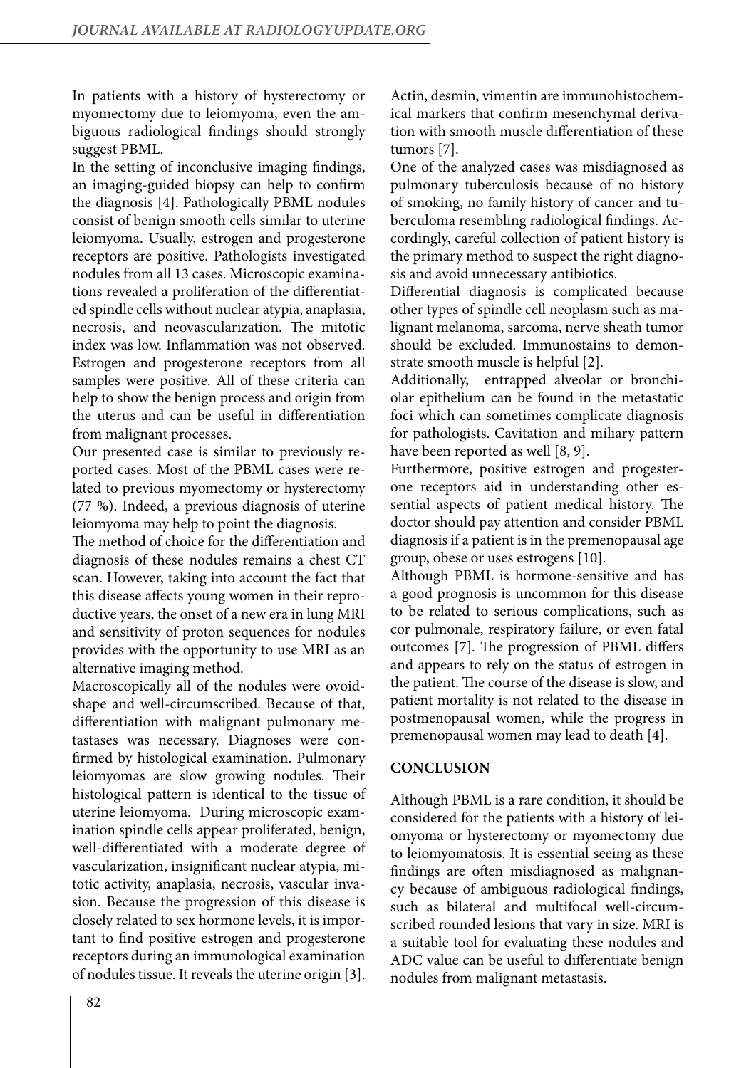In patients with a history of hysterectomy or myomectomy due to leiomyoma, even the ambiguous radiological findings should strongly suggest PBML.

In the setting of inconclusive imaging findings, an imaging-guided biopsy can help to confirm the diagnosis [4]. Pathologically PBML nodules consist of benign smooth cells similar to uterine leiomyoma. Usually, estrogen and progesterone receptors are positive. Pathologists investigated nodules from all 13 cases. Microscopic examinations revealed a proliferation of the differentiated spindle cells without nuclear atypia, anaplasia, necrosis, and neovascularization. The mitotic index was low. Inflammation was not observed. Estrogen and progesterone receptors from all samples were positive. All of these criteria can help to show the benign process and origin from the uterus and can be useful in differentiation from malignant processes.

Our presented case is similar to previously reported cases. Most of the PBML cases were related to previous myomectomy or hysterectomy (77 %). Indeed, a previous diagnosis of uterine leiomyoma may help to point the diagnosis.

The method of choice for the differentiation and diagnosis of these nodules remains a chest CT scan. However, taking into account the fact that this disease affects young women in their reproductive years, the onset of a new era in lung MRI and sensitivity of proton sequences for nodules provides with the opportunity to use MRI as an alternative imaging method.

Macroscopically all of the nodules were ovoid-shape and well-circumscribed. Because of that, differentiation with malignant pulmonary metastases was necessary. Diagnoses were confirmed by histological examination. Pulmonary leiomyomas are slow growing nodules. Their histological pattern is identical to the tissue of uterine leiomyoma. During microscopic examination spindle cells appear proliferated, benign, well-differentiated with a moderate degree of vascularization, insignificant nuclear atypia, mitotic activity, anaplasia, necrosis, vascular invasion. Because the progression of this disease is closely related to sex hormone levels, it is important to find positive estrogen and progesterone receptors during an immunological examination of nodules tissue. It reveals the uterine origin [3].

Actin, desmin, vimentin are immunohistochemical markers that confirm mesenchymal derivation with smooth muscle differentiation of these tumors [7].

One of the analyzed cases was misdiagnosed as pulmonary tuberculosis because of no history of smoking, no family history of cancer and tuberculoma resembling radiological findings. Accordingly, careful collection of patient history is the primary method to suspect the right diagnosis and avoid unnecessary antibiotics.

Differential diagnosis is complicated because other types of spindle cell neoplasm such as malignant melanoma, sarcoma, nerve sheath tumor should be excluded. Immunostains to demonstrate smooth muscle is helpful [2].

Additionally, entrapped alveolar or bronchiolar epithelium can be found in the metastatic foci which can sometimes complicate diagnosis for pathologists. Cavitation and miliary pattern have been reported as well [8, 9].

Furthermore, positive estrogen and progesterone receptors aid in understanding other essential aspects of patient medical history. The doctor should pay attention and consider PBML diagnosis if a patient is in the premenopausal age group, obese or uses estrogens [10].

Although PBML is hormone-sensitive and has a good prognosis is uncommon for this disease to be related to serious complications, such as cor pulmonale, respiratory failure, or even fatal outcomes [7]. The progression of PBML differs and appears to rely on the status of estrogen in the patient. The course of the disease is slow, and patient mortality is not related to the disease in postmenopausal women, while the progress in premenopausal women may lead to death [4].

## CONCLUSION

Although PBML is a rare condition, it should be considered for the patients with a history of leiomyoma or hysterectomy or myomectomy due to leiomyomatosis. It is essential seeing as these findings are often misdiagnosed as malignancy because of ambiguous radiological findings, such as bilateral and multifocal well-circumscribed rounded lesions that vary in size. MRI is a suitable tool for evaluating these nodules and ADC value can be useful to differentiate benign nodules from malignant metastasis.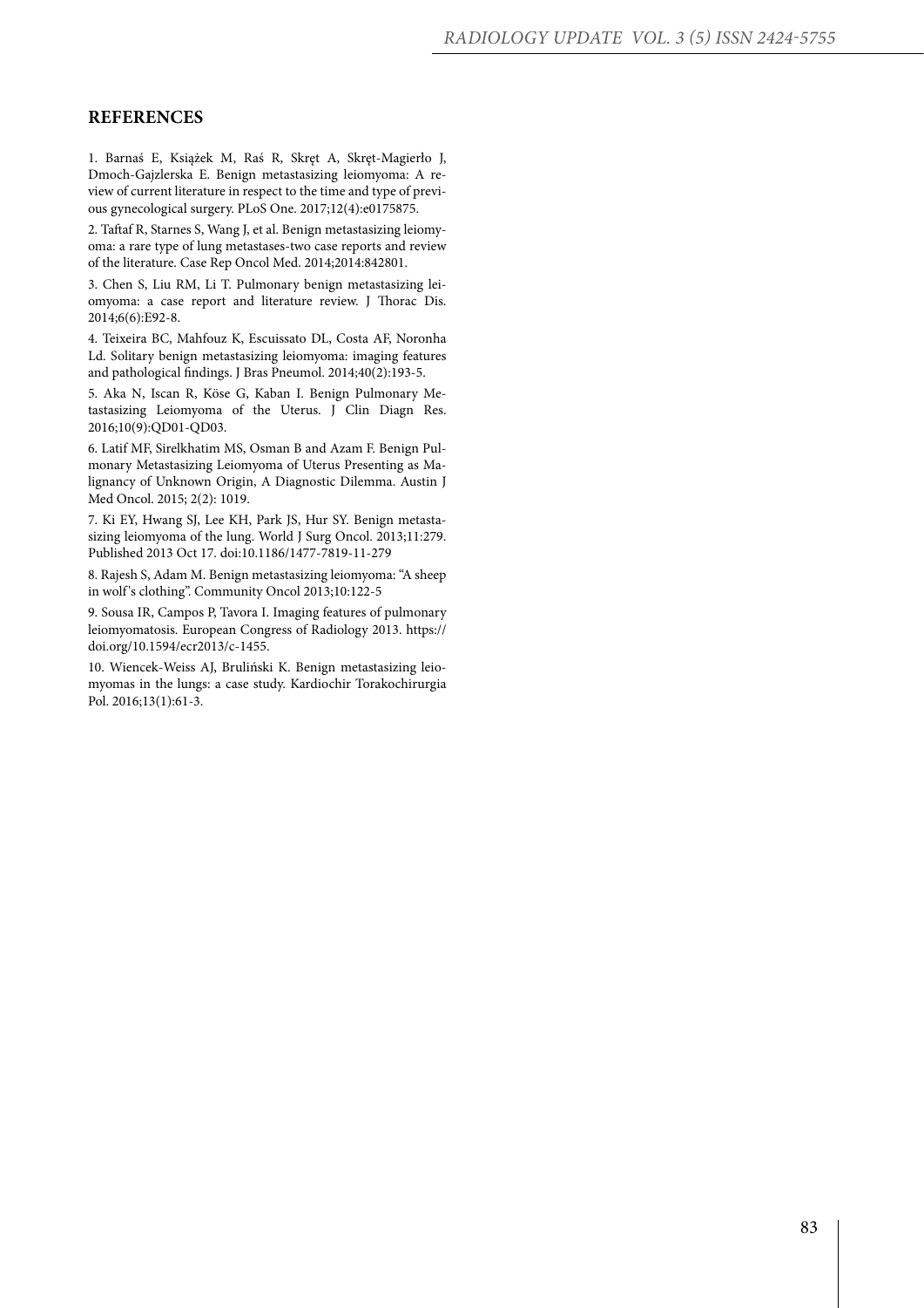## REFERENCES

1. Barnaś E, Książek M, Raś R, Skręt A, Skręt-Magierło J, Dmoch-Gajzlerska E. Benign metastasizing leiomyoma: A review of current literature in respect to the time and type of previous gynecological surgery. PLoS One. 2017;12(4):e0175875.

2. Taftaf R, Starnes S, Wang J, et al. Benign metastasizing leiomyoma: a rare type of lung metastases-two case reports and review of the literature. Case Rep Oncol Med. 2014;2014:842801.

3. Chen S, Liu RM, Li T. Pulmonary benign metastasizing leiomyoma: a case report and literature review. J Thorac Dis. 2014;6(6):E92-8.

4. Teixeira BC, Mahfouz K, Escuissato DL, Costa AF, Noronha Ld. Solitary benign metastasizing leiomyoma: imaging features and pathological findings. J Bras Pneumol. 2014;40(2):193-5.

5. Aka N, Iscan R, Köse G, Kaban I. Benign Pulmonary Metastasizing Leiomyoma of the Uterus. J Clin Diagn Res. 2016;10(9):QD01-QD03.

6. Latif MF, Sirelkhatim MS, Osman B and Azam F. Benign Pulmonary Metastasizing Leiomyoma of Uterus Presenting as Malignancy of Unknown Origin, A Diagnostic Dilemma. Austin J Med Oncol. 2015; 2(2): 1019.

7. Ki EY, Hwang SJ, Lee KH, Park JS, Hur SY. Benign metastasizing leiomyoma of the lung. World J Surg Oncol. 2013;11:279. Published 2013 Oct 17. doi:10.1186/1477-7819-11-279

8. Rajesh S, Adam M. Benign metastasizing leiomyoma: "A sheep in wolf's clothing". Community Oncol 2013;10:122-5

9. Sousa IR, Campos P, Tavora I. Imaging features of pulmonary leiomyomatosis. European Congress of Radiology 2013. https://doi.org/10.1594/ecr2013/c-1455.

10. Wiencek-Weiss AJ, Bruliński K. Benign metastasizing leiomyomas in the lungs: a case study. Kardiochir Torakochirurgia Pol. 2016;13(1):61-3.